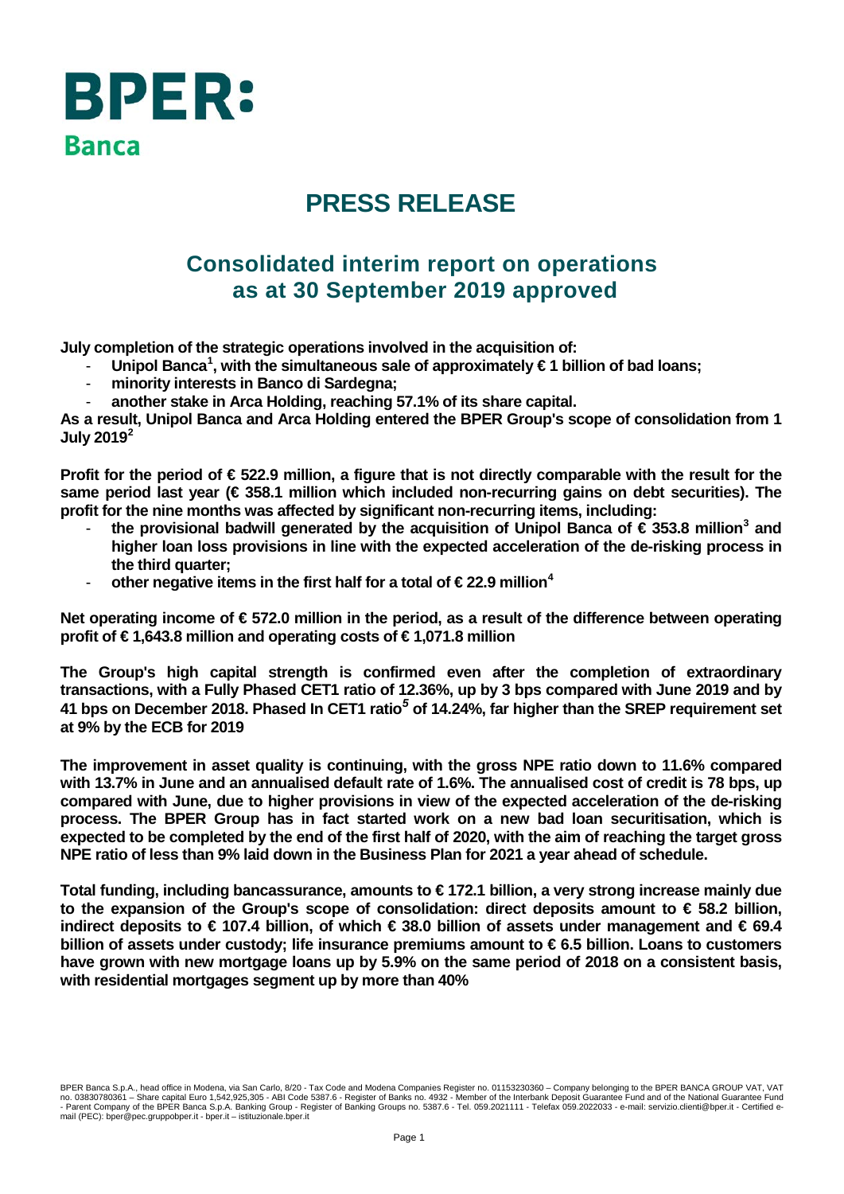# BPER: Banca

# PRESS RELEASE

## Consolidated interim report on operations as at 30 September 2019 approved

**July completion of the strategic operations involved in the acquisition of:**

- **Unipol Banca[1], with the simultaneous sale of approximately € 1 billion of bad loans;**
- **minority interests in Banco di Sardegna;**
- **another stake in Arca Holding, reaching 57.1% of its share capital.**

**As a result, Unipol Banca and Arca Holding entered the BPER Group's scope of consolidation from 1 July 2019[2]**

**Profit for the period of € 522.9 million, a figure that is not directly comparable with the result for the same period last year (€ 358.1 million which included non-recurring gains on debt securities). The profit for the nine months was affected by significant non-recurring items, including:**

- **the provisional badwill generated by the acquisition of Unipol Banca of € 353.8 million[3] and higher loan loss provisions in line with the expected acceleration of the de-risking process in the third quarter;**
- **other negative items in the first half for a total of € 22.9 million[4]**

**Net operating income of € 572.0 million in the period, as a result of the difference between operating profit of € 1,643.8 million and operating costs of € 1,071.8 million**

**The Group's high capital strength is confirmed even after the completion of extraordinary transactions, with a Fully Phased CET1 ratio of 12.36%, up by 3 bps compared with June 2019 and by 41 bps on December 2018. Phased In CET1 ratio[5] of 14.24%, far higher than the SREP requirement set at 9% by the ECB for 2019**

**The improvement in asset quality is continuing, with the gross NPE ratio down to 11.6% compared with 13.7% in June and an annualised default rate of 1.6%. The annualised cost of credit is 78 bps, up compared with June, due to higher provisions in view of the expected acceleration of the de-risking process. The BPER Group has in fact started work on a new bad loan securitisation, which is expected to be completed by the end of the first half of 2020, with the aim of reaching the target gross NPE ratio of less than 9% laid down in the Business Plan for 2021 a year ahead of schedule.**

**Total funding, including bancassurance, amounts to € 172.1 billion, a very strong increase mainly due to the expansion of the Group's scope of consolidation: direct deposits amount to € 58.2 billion, indirect deposits to € 107.4 billion, of which € 38.0 billion of assets under management and € 69.4 billion of assets under custody; life insurance premiums amount to € 6.5 billion. Loans to customers have grown with new mortgage loans up by 5.9% on the same period of 2018 on a consistent basis, with residential mortgages segment up by more than 40%**

BPER Banca S.p.A., head office in Modena, via San Carlo, 8/20 - Tax Code and Modena Companies Register no. 01153230360 – Company belonging to the BPER BANCA GROUP VAT, VAT no. 03830780361 – Share capital Euro 1,542,925,305 - ABI Code 5387.6 - Register of Banks no. 4932 - Member of the Interbank Deposit Guarantee Fund and of the National Guarantee Fund - Parent Company of the BPER Banca S.p.A. Banking Group - Register of Banking Groups no. 5387.6 - Tel. 059.2021111 - Telefax 059.2022033 - e-mail: servizio.clienti@bper.it - Certified e-mail (PEC): bper@pec.gruppobper.it - bper.it – istituzionale.bper.it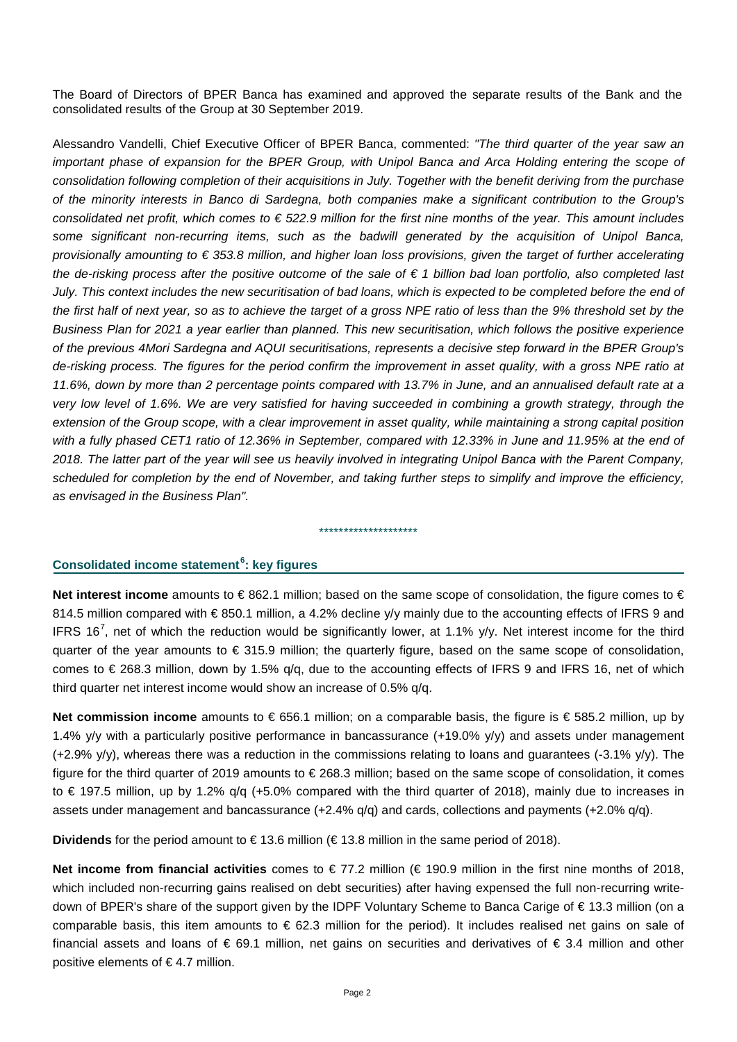The Board of Directors of BPER Banca has examined and approved the separate results of the Bank and the consolidated results of the Group at 30 September 2019.

Alessandro Vandelli, Chief Executive Officer of BPER Banca, commented: *"The third quarter of the year saw an important phase of expansion for the BPER Group, with Unipol Banca and Arca Holding entering the scope of consolidation following completion of their acquisitions in July. Together with the benefit deriving from the purchase of the minority interests in Banco di Sardegna, both companies make a significant contribution to the Group's consolidated net profit, which comes to € 522.9 million for the first nine months of the year. This amount includes some significant non-recurring items, such as the badwill generated by the acquisition of Unipol Banca, provisionally amounting to € 353.8 million, and higher loan loss provisions, given the target of further accelerating the de-risking process after the positive outcome of the sale of € 1 billion bad loan portfolio, also completed last July. This context includes the new securitisation of bad loans, which is expected to be completed before the end of the first half of next year, so as to achieve the target of a gross NPE ratio of less than the 9% threshold set by the Business Plan for 2021 a year earlier than planned. This new securitisation, which follows the positive experience of the previous 4Mori Sardegna and AQUI securitisations, represents a decisive step forward in the BPER Group's de-risking process. The figures for the period confirm the improvement in asset quality, with a gross NPE ratio at 11.6%, down by more than 2 percentage points compared with 13.7% in June, and an annualised default rate at a very low level of 1.6%. We are very satisfied for having succeeded in combining a growth strategy, through the extension of the Group scope, with a clear improvement in asset quality, while maintaining a strong capital position with a fully phased CET1 ratio of 12.36% in September, compared with 12.33% in June and 11.95% at the end of 2018. The latter part of the year will see us heavily involved in integrating Unipol Banca with the Parent Company, scheduled for completion by the end of November, and taking further steps to simplify and improve the efficiency, as envisaged in the Business Plan".*

********************

## Consolidated income statement[6]: key figures

**Net interest income** amounts to € 862.1 million; based on the same scope of consolidation, the figure comes to € 814.5 million compared with € 850.1 million, a 4.2% decline y/y mainly due to the accounting effects of IFRS 9 and IFRS 16[7], net of which the reduction would be significantly lower, at 1.1% y/y. Net interest income for the third quarter of the year amounts to € 315.9 million; the quarterly figure, based on the same scope of consolidation, comes to € 268.3 million, down by 1.5% q/q, due to the accounting effects of IFRS 9 and IFRS 16, net of which third quarter net interest income would show an increase of 0.5% q/q.

**Net commission income** amounts to € 656.1 million; on a comparable basis, the figure is € 585.2 million, up by 1.4% y/y with a particularly positive performance in bancassurance (+19.0% y/y) and assets under management (+2.9% y/y), whereas there was a reduction in the commissions relating to loans and guarantees (-3.1% y/y). The figure for the third quarter of 2019 amounts to € 268.3 million; based on the same scope of consolidation, it comes to € 197.5 million, up by 1.2% q/q (+5.0% compared with the third quarter of 2018), mainly due to increases in assets under management and bancassurance (+2.4% q/q) and cards, collections and payments (+2.0% q/q).

**Dividends** for the period amount to € 13.6 million (€ 13.8 million in the same period of 2018).

**Net income from financial activities** comes to € 77.2 million (€ 190.9 million in the first nine months of 2018, which included non-recurring gains realised on debt securities) after having expensed the full non-recurring write-down of BPER's share of the support given by the IDPF Voluntary Scheme to Banca Carige of € 13.3 million (on a comparable basis, this item amounts to € 62.3 million for the period). It includes realised net gains on sale of financial assets and loans of € 69.1 million, net gains on securities and derivatives of € 3.4 million and other positive elements of € 4.7 million.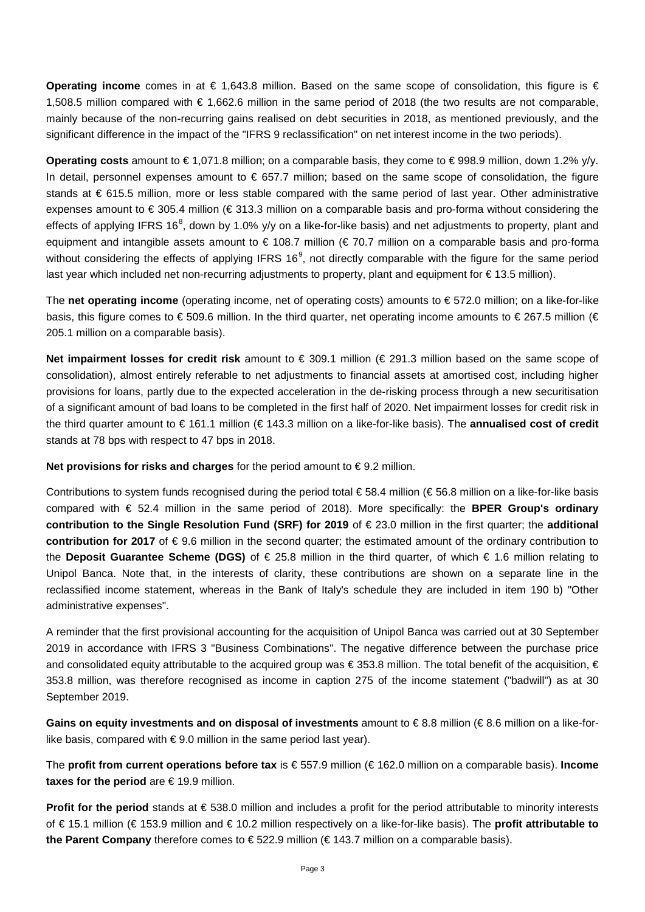**Operating income** comes in at € 1,643.8 million. Based on the same scope of consolidation, this figure is € 1,508.5 million compared with € 1,662.6 million in the same period of 2018 (the two results are not comparable, mainly because of the non-recurring gains realised on debt securities in 2018, as mentioned previously, and the significant difference in the impact of the "IFRS 9 reclassification" on net interest income in the two periods).

**Operating costs** amount to € 1,071.8 million; on a comparable basis, they come to € 998.9 million, down 1.2% y/y. In detail, personnel expenses amount to € 657.7 million; based on the same scope of consolidation, the figure stands at € 615.5 million, more or less stable compared with the same period of last year. Other administrative expenses amount to € 305.4 million (€ 313.3 million on a comparable basis and pro-forma without considering the effects of applying IFRS 16[8], down by 1.0% y/y on a like-for-like basis) and net adjustments to property, plant and equipment and intangible assets amount to € 108.7 million (€ 70.7 million on a comparable basis and pro-forma without considering the effects of applying IFRS 16[9], not directly comparable with the figure for the same period last year which included net non-recurring adjustments to property, plant and equipment for € 13.5 million).

The **net operating income** (operating income, net of operating costs) amounts to € 572.0 million; on a like-for-like basis, this figure comes to € 509.6 million. In the third quarter, net operating income amounts to € 267.5 million (€ 205.1 million on a comparable basis).

**Net impairment losses for credit risk** amount to € 309.1 million (€ 291.3 million based on the same scope of consolidation), almost entirely referable to net adjustments to financial assets at amortised cost, including higher provisions for loans, partly due to the expected acceleration in the de-risking process through a new securitisation of a significant amount of bad loans to be completed in the first half of 2020. Net impairment losses for credit risk in the third quarter amount to € 161.1 million (€ 143.3 million on a like-for-like basis). The **annualised cost of credit** stands at 78 bps with respect to 47 bps in 2018.

**Net provisions for risks and charges** for the period amount to € 9.2 million.

Contributions to system funds recognised during the period total € 58.4 million (€ 56.8 million on a like-for-like basis compared with € 52.4 million in the same period of 2018). More specifically: the **BPER Group's ordinary contribution to the Single Resolution Fund (SRF) for 2019** of € 23.0 million in the first quarter; the **additional contribution for 2017** of € 9.6 million in the second quarter; the estimated amount of the ordinary contribution to the **Deposit Guarantee Scheme (DGS)** of € 25.8 million in the third quarter, of which € 1.6 million relating to Unipol Banca. Note that, in the interests of clarity, these contributions are shown on a separate line in the reclassified income statement, whereas in the Bank of Italy's schedule they are included in item 190 b) "Other administrative expenses".

A reminder that the first provisional accounting for the acquisition of Unipol Banca was carried out at 30 September 2019 in accordance with IFRS 3 "Business Combinations". The negative difference between the purchase price and consolidated equity attributable to the acquired group was € 353.8 million. The total benefit of the acquisition, € 353.8 million, was therefore recognised as income in caption 275 of the income statement ("badwill") as at 30 September 2019.

**Gains on equity investments and on disposal of investments** amount to € 8.8 million (€ 8.6 million on a like-for-like basis, compared with € 9.0 million in the same period last year).

The **profit from current operations before tax** is € 557.9 million (€ 162.0 million on a comparable basis). **Income taxes for the period** are € 19.9 million.

**Profit for the period** stands at € 538.0 million and includes a profit for the period attributable to minority interests of € 15.1 million (€ 153.9 million and € 10.2 million respectively on a like-for-like basis). The **profit attributable to the Parent Company** therefore comes to € 522.9 million (€ 143.7 million on a comparable basis).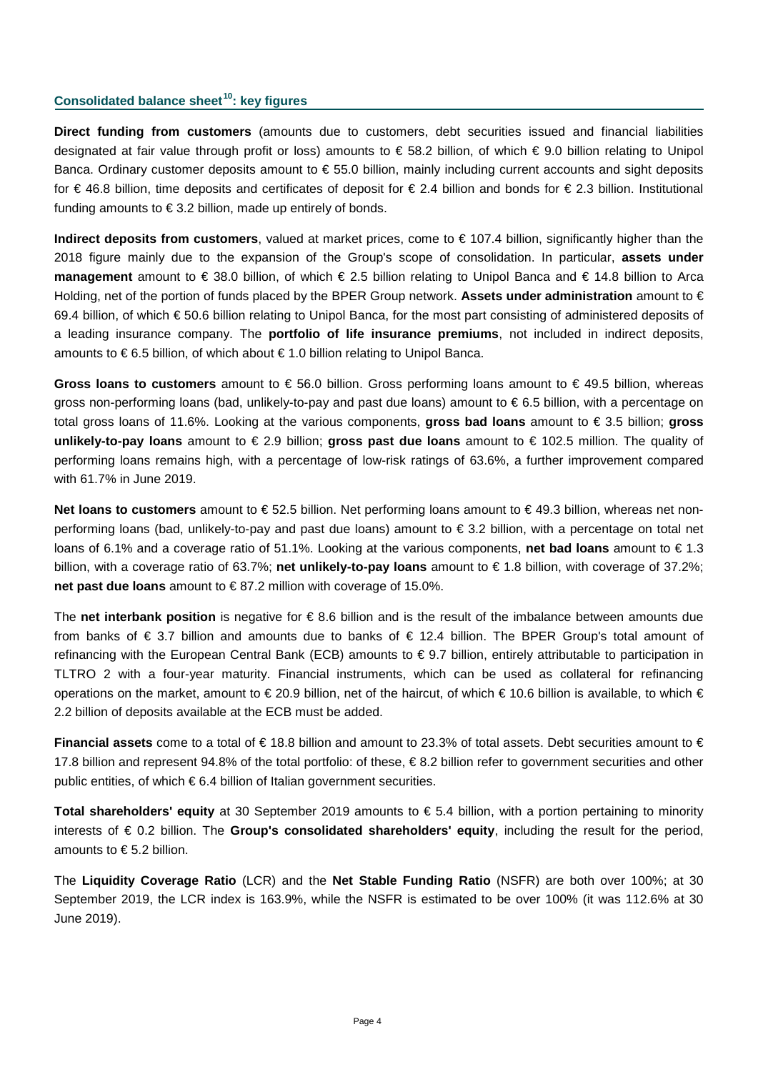## Consolidated balance sheet[10]: key figures

**Direct funding from customers** (amounts due to customers, debt securities issued and financial liabilities designated at fair value through profit or loss) amounts to € 58.2 billion, of which € 9.0 billion relating to Unipol Banca. Ordinary customer deposits amount to € 55.0 billion, mainly including current accounts and sight deposits for € 46.8 billion, time deposits and certificates of deposit for € 2.4 billion and bonds for € 2.3 billion. Institutional funding amounts to € 3.2 billion, made up entirely of bonds.

**Indirect deposits from customers**, valued at market prices, come to € 107.4 billion, significantly higher than the 2018 figure mainly due to the expansion of the Group's scope of consolidation. In particular, **assets under management** amount to € 38.0 billion, of which € 2.5 billion relating to Unipol Banca and € 14.8 billion to Arca Holding, net of the portion of funds placed by the BPER Group network. **Assets under administration** amount to € 69.4 billion, of which € 50.6 billion relating to Unipol Banca, for the most part consisting of administered deposits of a leading insurance company. The **portfolio of life insurance premiums**, not included in indirect deposits, amounts to € 6.5 billion, of which about € 1.0 billion relating to Unipol Banca.

**Gross loans to customers** amount to € 56.0 billion. Gross performing loans amount to € 49.5 billion, whereas gross non-performing loans (bad, unlikely-to-pay and past due loans) amount to € 6.5 billion, with a percentage on total gross loans of 11.6%. Looking at the various components, **gross bad loans** amount to € 3.5 billion; **gross unlikely-to-pay loans** amount to € 2.9 billion; **gross past due loans** amount to € 102.5 million. The quality of performing loans remains high, with a percentage of low-risk ratings of 63.6%, a further improvement compared with 61.7% in June 2019.

**Net loans to customers** amount to € 52.5 billion. Net performing loans amount to € 49.3 billion, whereas net non-performing loans (bad, unlikely-to-pay and past due loans) amount to € 3.2 billion, with a percentage on total net loans of 6.1% and a coverage ratio of 51.1%. Looking at the various components, **net bad loans** amount to € 1.3 billion, with a coverage ratio of 63.7%; **net unlikely-to-pay loans** amount to € 1.8 billion, with coverage of 37.2%; **net past due loans** amount to € 87.2 million with coverage of 15.0%.

The **net interbank position** is negative for € 8.6 billion and is the result of the imbalance between amounts due from banks of € 3.7 billion and amounts due to banks of € 12.4 billion. The BPER Group's total amount of refinancing with the European Central Bank (ECB) amounts to € 9.7 billion, entirely attributable to participation in TLTRO 2 with a four-year maturity. Financial instruments, which can be used as collateral for refinancing operations on the market, amount to € 20.9 billion, net of the haircut, of which € 10.6 billion is available, to which € 2.2 billion of deposits available at the ECB must be added.

**Financial assets** come to a total of € 18.8 billion and amount to 23.3% of total assets. Debt securities amount to € 17.8 billion and represent 94.8% of the total portfolio: of these, € 8.2 billion refer to government securities and other public entities, of which € 6.4 billion of Italian government securities.

**Total shareholders' equity** at 30 September 2019 amounts to € 5.4 billion, with a portion pertaining to minority interests of € 0.2 billion. The **Group's consolidated shareholders' equity**, including the result for the period, amounts to € 5.2 billion.

The **Liquidity Coverage Ratio** (LCR) and the **Net Stable Funding Ratio** (NSFR) are both over 100%; at 30 September 2019, the LCR index is 163.9%, while the NSFR is estimated to be over 100% (it was 112.6% at 30 June 2019).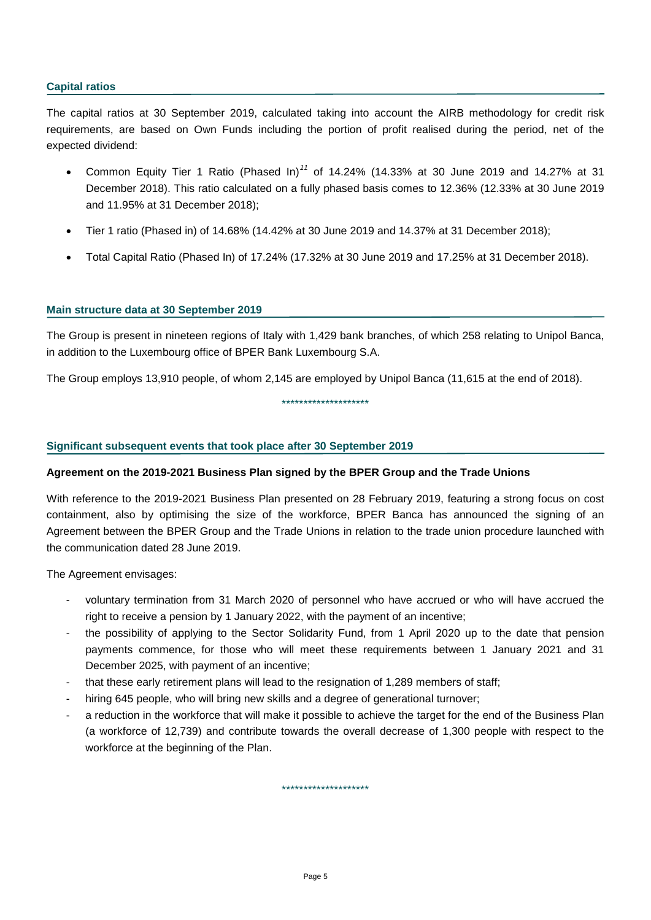### Capital ratios

The capital ratios at 30 September 2019, calculated taking into account the AIRB methodology for credit risk requirements, are based on Own Funds including the portion of profit realised during the period, net of the expected dividend:

- Common Equity Tier 1 Ratio (Phased In)[11] of 14.24% (14.33% at 30 June 2019 and 14.27% at 31 December 2018). This ratio calculated on a fully phased basis comes to 12.36% (12.33% at 30 June 2019 and 11.95% at 31 December 2018);
- Tier 1 ratio (Phased in) of 14.68% (14.42% at 30 June 2019 and 14.37% at 31 December 2018);
- Total Capital Ratio (Phased In) of 17.24% (17.32% at 30 June 2019 and 17.25% at 31 December 2018).

### Main structure data at 30 September 2019

The Group is present in nineteen regions of Italy with 1,429 bank branches, of which 258 relating to Unipol Banca, in addition to the Luxembourg office of BPER Bank Luxembourg S.A.

The Group employs 13,910 people, of whom 2,145 are employed by Unipol Banca (11,615 at the end of 2018).

********************

### Significant subsequent events that took place after 30 September 2019

**Agreement on the 2019-2021 Business Plan signed by the BPER Group and the Trade Unions**

With reference to the 2019-2021 Business Plan presented on 28 February 2019, featuring a strong focus on cost containment, also by optimising the size of the workforce, BPER Banca has announced the signing of an Agreement between the BPER Group and the Trade Unions in relation to the trade union procedure launched with the communication dated 28 June 2019.

The Agreement envisages:

- voluntary termination from 31 March 2020 of personnel who have accrued or who will have accrued the right to receive a pension by 1 January 2022, with the payment of an incentive;
- the possibility of applying to the Sector Solidarity Fund, from 1 April 2020 up to the date that pension payments commence, for those who will meet these requirements between 1 January 2021 and 31 December 2025, with payment of an incentive;
- that these early retirement plans will lead to the resignation of 1,289 members of staff;
- hiring 645 people, who will bring new skills and a degree of generational turnover;
- a reduction in the workforce that will make it possible to achieve the target for the end of the Business Plan (a workforce of 12,739) and contribute towards the overall decrease of 1,300 people with respect to the workforce at the beginning of the Plan.

********************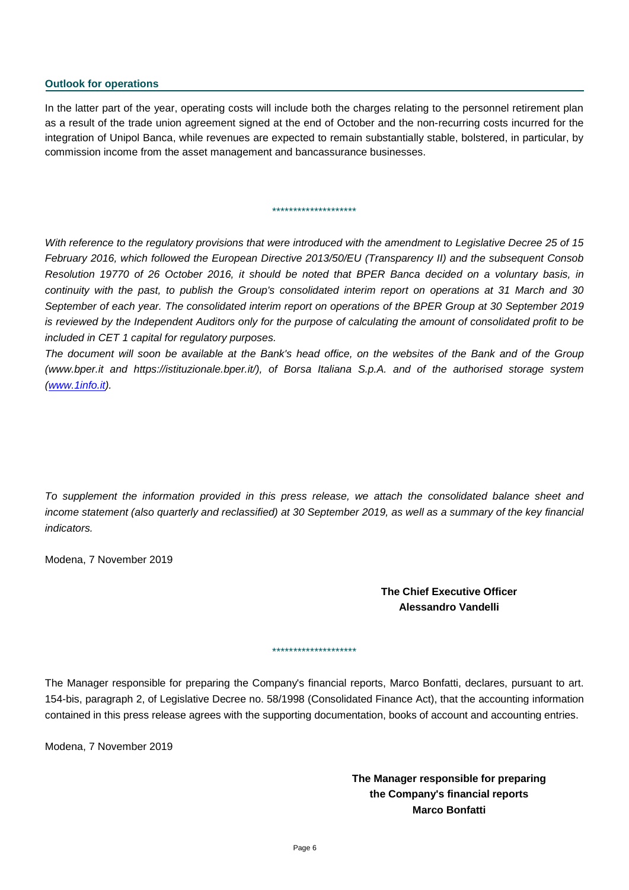**Outlook for operations**

In the latter part of the year, operating costs will include both the charges relating to the personnel retirement plan as a result of the trade union agreement signed at the end of October and the non-recurring costs incurred for the integration of Unipol Banca, while revenues are expected to remain substantially stable, bolstered, in particular, by commission income from the asset management and bancassurance businesses.

********************

*With reference to the regulatory provisions that were introduced with the amendment to Legislative Decree 25 of 15 February 2016, which followed the European Directive 2013/50/EU (Transparency II) and the subsequent Consob Resolution 19770 of 26 October 2016, it should be noted that BPER Banca decided on a voluntary basis, in continuity with the past, to publish the Group's consolidated interim report on operations at 31 March and 30 September of each year. The consolidated interim report on operations of the BPER Group at 30 September 2019 is reviewed by the Independent Auditors only for the purpose of calculating the amount of consolidated profit to be included in CET 1 capital for regulatory purposes.*

*The document will soon be available at the Bank's head office, on the websites of the Bank and of the Group (www.bper.it and https://istituzionale.bper.it/), of Borsa Italiana S.p.A. and of the authorised storage system (www.1info.it).*

*To supplement the information provided in this press release, we attach the consolidated balance sheet and income statement (also quarterly and reclassified) at 30 September 2019, as well as a summary of the key financial indicators.*

Modena, 7 November 2019

**The Chief Executive Officer**
**Alessandro Vandelli**

********************

The Manager responsible for preparing the Company's financial reports, Marco Bonfatti, declares, pursuant to art. 154-bis, paragraph 2, of Legislative Decree no. 58/1998 (Consolidated Finance Act), that the accounting information contained in this press release agrees with the supporting documentation, books of account and accounting entries.

Modena, 7 November 2019

**The Manager responsible for preparing**
**the Company's financial reports**
**Marco Bonfatti**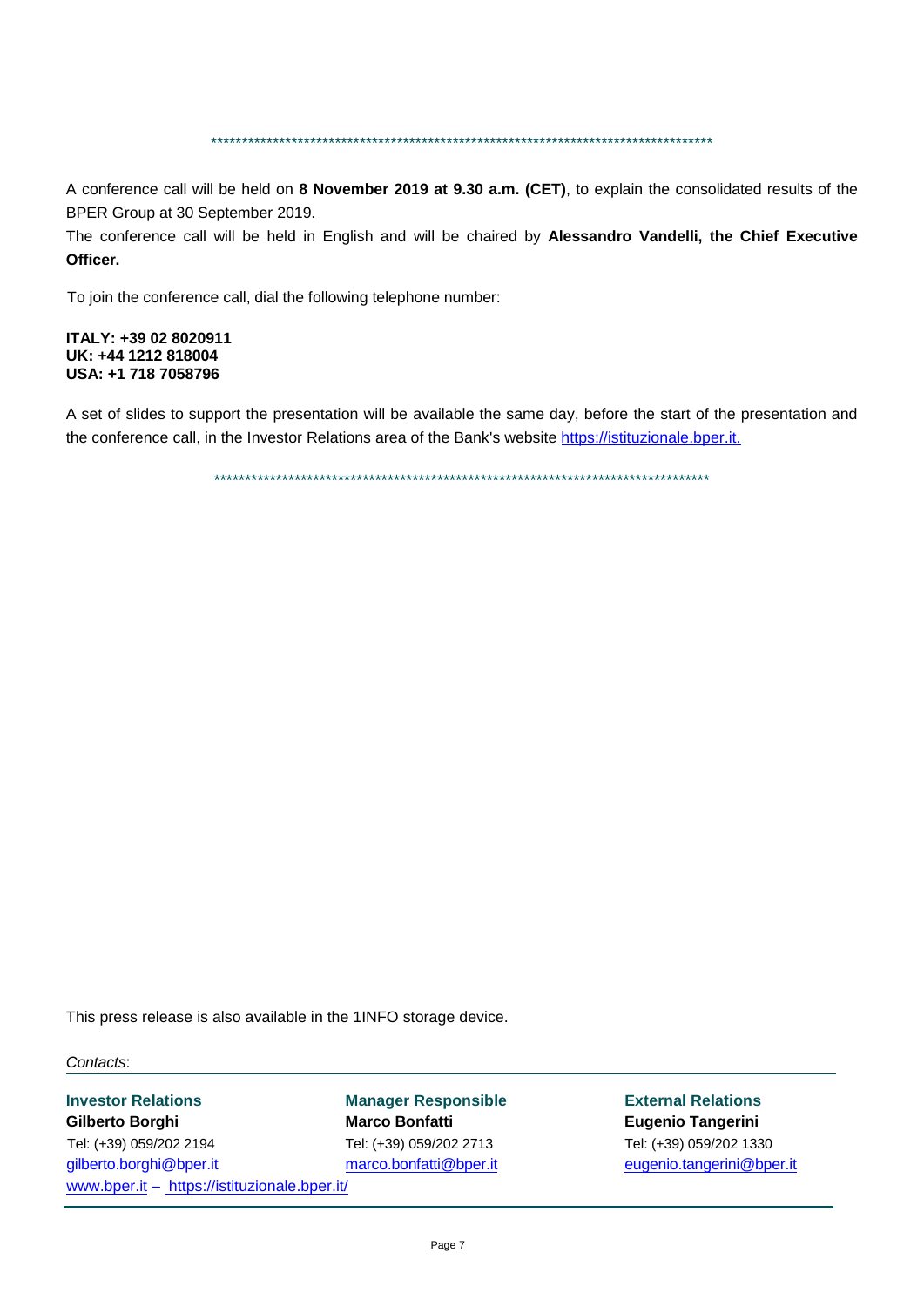\*\*\*\*\*\*\*\*\*\*\*\*\*\*\*\*\*\*\*\*\*\*\*\*\*\*\*\*\*\*\*\*\*\*\*\*\*\*\*\*\*\*\*\*\*\*\*\*\*\*\*\*\*\*\*\*\*\*\*\*\*\*\*\*\*\*\*\*\*\*\*\*\*\*\*\*\*\*\*\*\*\*

A conference call will be held on **8 November 2019 at 9.30 a.m. (CET)**, to explain the consolidated results of the BPER Group at 30 September 2019.

The conference call will be held in English and will be chaired by **Alessandro Vandelli, the Chief Executive Officer.**

To join the conference call, dial the following telephone number:

**ITALY: +39 02 8020911**
**UK: +44 1212 818004**
**USA: +1 718 7058796**

A set of slides to support the presentation will be available the same day, before the start of the presentation and the conference call, in the Investor Relations area of the Bank's website https://istituzionale.bper.it.

\*\*\*\*\*\*\*\*\*\*\*\*\*\*\*\*\*\*\*\*\*\*\*\*\*\*\*\*\*\*\*\*\*\*\*\*\*\*\*\*\*\*\*\*\*\*\*\*\*\*\*\*\*\*\*\*\*\*\*\*\*\*\*\*\*\*\*\*\*\*\*\*\*\*\*\*\*\*\*\*\*\*

This press release is also available in the 1INFO storage device.

*Contacts*:

**Investor Relations**
**Gilberto Borghi**
Tel: (+39) 059/202 2194
gilberto.borghi@bper.it

**Manager Responsible**
**Marco Bonfatti**
Tel: (+39) 059/202 2713
marco.bonfatti@bper.it

**External Relations**
**Eugenio Tangerini**
Tel: (+39) 059/202 1330
eugenio.tangerini@bper.it

www.bper.it – https://istituzionale.bper.it/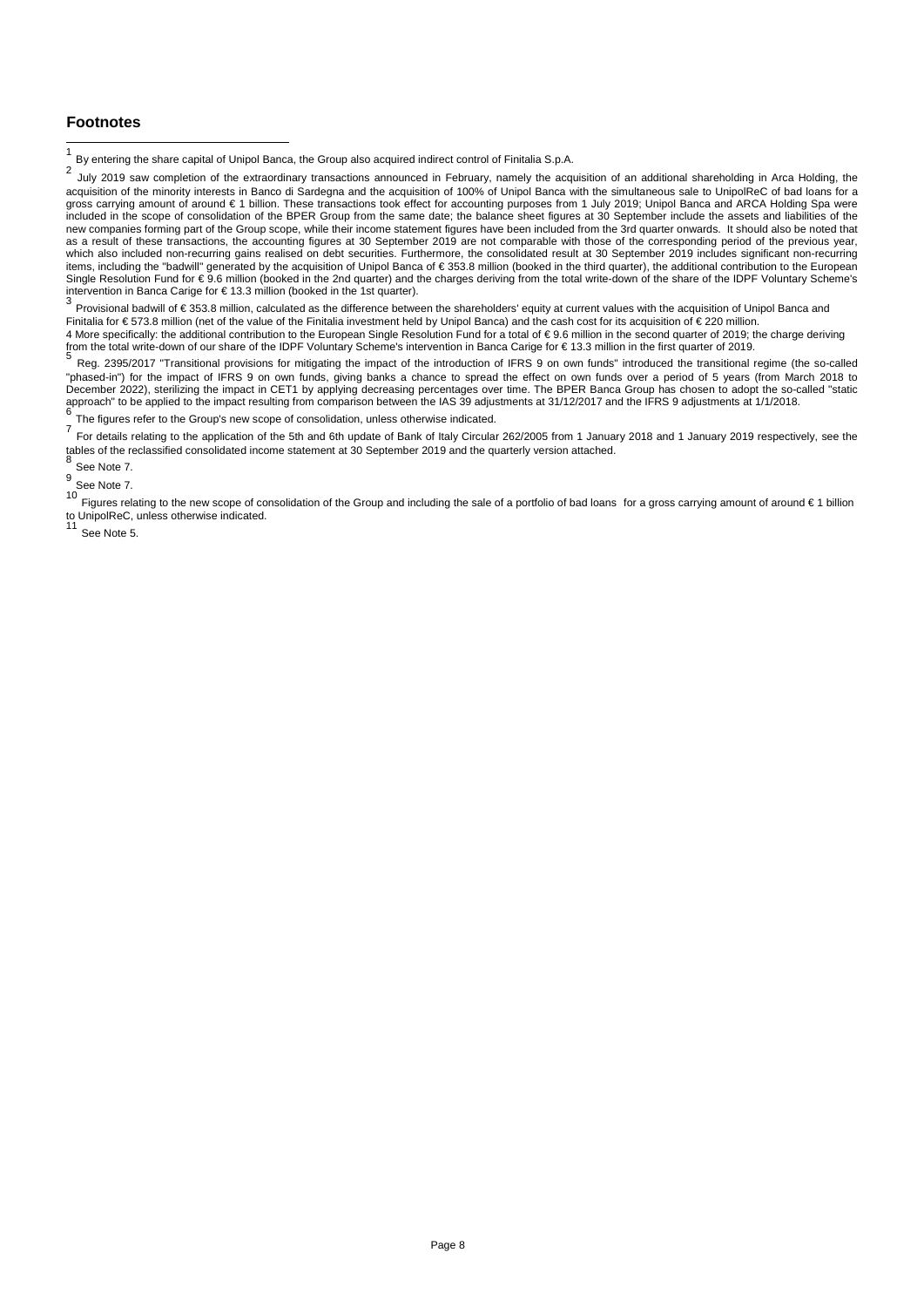## Footnotes

[1] By entering the share capital of Unipol Banca, the Group also acquired indirect control of Finitalia S.p.A.

[2] July 2019 saw completion of the extraordinary transactions announced in February, namely the acquisition of an additional shareholding in Arca Holding, the acquisition of the minority interests in Banco di Sardegna and the acquisition of 100% of Unipol Banca with the simultaneous sale to UnipolReC of bad loans for a gross carrying amount of around € 1 billion. These transactions took effect for accounting purposes from 1 July 2019; Unipol Banca and ARCA Holding Spa were included in the scope of consolidation of the BPER Group from the same date; the balance sheet figures at 30 September include the assets and liabilities of the new companies forming part of the Group scope, while their income statement figures have been included from the 3rd quarter onwards. It should also be noted that as a result of these transactions, the accounting figures at 30 September 2019 are not comparable with those of the corresponding period of the previous year, which also included non-recurring gains realised on debt securities. Furthermore, the consolidated result at 30 September 2019 includes significant non-recurring items, including the "badwill" generated by the acquisition of Unipol Banca of € 353.8 million (booked in the third quarter), the additional contribution to the European Single Resolution Fund for € 9.6 million (booked in the 2nd quarter) and the charges deriving from the total write-down of the share of the IDPF Voluntary Scheme's intervention in Banca Carige for € 13.3 million (booked in the 1st quarter).

[3] Provisional badwill of € 353.8 million, calculated as the difference between the shareholders' equity at current values with the acquisition of Unipol Banca and Finitalia for € 573.8 million (net of the value of the Finitalia investment held by Unipol Banca) and the cash cost for its acquisition of € 220 million.

4 More specifically: the additional contribution to the European Single Resolution Fund for a total of € 9.6 million in the second quarter of 2019; the charge deriving from the total write-down of our share of the IDPF Voluntary Scheme's intervention in Banca Carige for € 13.3 million in the first quarter of 2019.

[5] Reg. 2395/2017 "Transitional provisions for mitigating the impact of the introduction of IFRS 9 on own funds" introduced the transitional regime (the so-called "phased-in") for the impact of IFRS 9 on own funds, giving banks a chance to spread the effect on own funds over a period of 5 years (from March 2018 to December 2022), sterilizing the impact in CET1 by applying decreasing percentages over time. The BPER Banca Group has chosen to adopt the so-called "static approach" to be applied to the impact resulting from comparison between the IAS 39 adjustments at 31/12/2017 and the IFRS 9 adjustments at 1/1/2018.

[6] The figures refer to the Group's new scope of consolidation, unless otherwise indicated.

[7] For details relating to the application of the 5th and 6th update of Bank of Italy Circular 262/2005 from 1 January 2018 and 1 January 2019 respectively, see the tables of the reclassified consolidated income statement at 30 September 2019 and the quarterly version attached.

[8] See Note 7.

[9] See Note 7.

[10] Figures relating to the new scope of consolidation of the Group and including the sale of a portfolio of bad loans for a gross carrying amount of around € 1 billion to UnipolReC, unless otherwise indicated.

[11] See Note 5.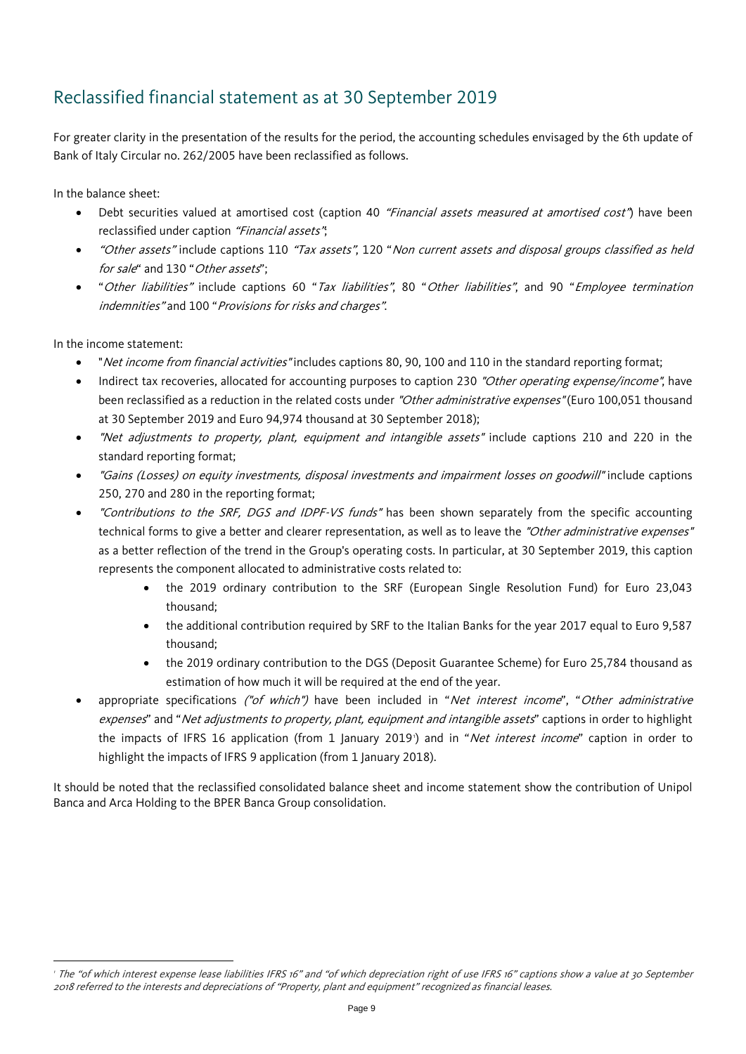## Reclassified financial statement as at 30 September 2019

For greater clarity in the presentation of the results for the period, the accounting schedules envisaged by the 6th update of Bank of Italy Circular no. 262/2005 have been reclassified as follows.

In the balance sheet:

- Debt securities valued at amortised cost (caption 40 *"Financial assets measured at amortised cost"*) have been reclassified under caption *"Financial assets"*;
- *"Other assets"* include captions 110 *"Tax assets"*, 120 "*Non current assets and disposal groups classified as held for sale*" and 130 "*Other assets*";
- "*Other liabilities"* include captions 60 "*Tax liabilities"*, 80 "*Other liabilities"*, and 90 "*Employee termination indemnities"* and 100 "*Provisions for risks and charges"*.

In the income statement:

- "*Net income from financial activities"* includes captions 80, 90, 100 and 110 in the standard reporting format;
- Indirect tax recoveries, allocated for accounting purposes to caption 230 *"Other operating expense/income"*, have been reclassified as a reduction in the related costs under *"Other administrative expenses"* (Euro 100,051 thousand at 30 September 2019 and Euro 94,974 thousand at 30 September 2018);
- *"Net adjustments to property, plant, equipment and intangible assets"* include captions 210 and 220 in the standard reporting format;
- *"Gains (Losses) on equity investments, disposal investments and impairment losses on goodwill"* include captions 250, 270 and 280 in the reporting format;
- *"Contributions to the SRF, DGS and IDPF-VS funds"* has been shown separately from the specific accounting technical forms to give a better and clearer representation, as well as to leave the *"Other administrative expenses"* as a better reflection of the trend in the Group's operating costs. In particular, at 30 September 2019, this caption represents the component allocated to administrative costs related to:
    - the 2019 ordinary contribution to the SRF (European Single Resolution Fund) for Euro 23,043 thousand;
    - the additional contribution required by SRF to the Italian Banks for the year 2017 equal to Euro 9,587 thousand;
    - the 2019 ordinary contribution to the DGS (Deposit Guarantee Scheme) for Euro 25,784 thousand as estimation of how much it will be required at the end of the year.
- appropriate specifications *("of which")* have been included in "*Net interest income*", "*Other administrative expenses*" and "*Net adjustments to property, plant, equipment and intangible assets*" captions in order to highlight the impacts of IFRS 16 application (from 1 January 2019[1]) and in "*Net interest income*" caption in order to highlight the impacts of IFRS 9 application (from 1 January 2018).

It should be noted that the reclassified consolidated balance sheet and income statement show the contribution of Unipol Banca and Arca Holding to the BPER Banca Group consolidation.

---

[1] *The "of which interest expense lease liabilities IFRS 16" and "of which depreciation right of use IFRS 16" captions show a value at 30 September 2018 referred to the interests and depreciations of "Property, plant and equipment" recognized as financial leases.*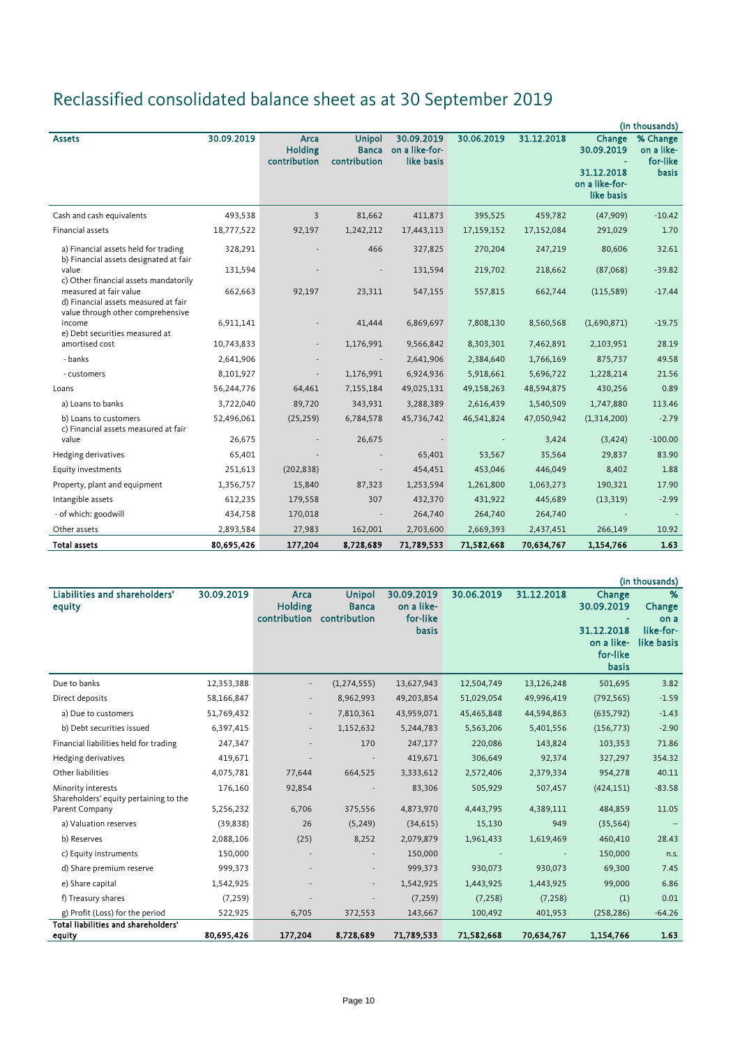# Reclassified consolidated balance sheet as at 30 September 2019

(in thousands)

| Assets | 30.09.2019 | Arca Holding contribution | Unipol Banca contribution | 30.09.2019 on a like-for-like basis | 30.06.2019 | 31.12.2018 | Change 30.09.2019 - 31.12.2018 on a like-for-like basis | % Change on a like-for-like basis |
|---|---|---|---|---|---|---|---|---|
| Cash and cash equivalents | 493,538 | 3 | 81,662 | 411,873 | 395,525 | 459,782 | (47,909) | -10.42 |
| Financial assets | 18,777,522 | 92,197 | 1,242,212 | 17,443,113 | 17,159,152 | 17,152,084 | 291,029 | 1.70 |
| a) Financial assets held for trading | 328,291 | - | 466 | 327,825 | 270,204 | 247,219 | 80,606 | 32.61 |
| b) Financial assets designated at fair value | 131,594 | - | - | 131,594 | 219,702 | 218,662 | (87,068) | -39.82 |
| c) Other financial assets mandatorily measured at fair value | 662,663 | 92,197 | 23,311 | 547,155 | 557,815 | 662,744 | (115,589) | -17.44 |
| d) Financial assets measured at fair value through other comprehensive income | 6,911,141 | - | 41,444 | 6,869,697 | 7,808,130 | 8,560,568 | (1,690,871) | -19.75 |
| e) Debt securities measured at amortised cost | 10,743,833 | - | 1,176,991 | 9,566,842 | 8,303,301 | 7,462,891 | 2,103,951 | 28.19 |
| - banks | 2,641,906 | - | - | 2,641,906 | 2,384,640 | 1,766,169 | 875,737 | 49.58 |
| - customers | 8,101,927 | - | 1,176,991 | 6,924,936 | 5,918,661 | 5,696,722 | 1,228,214 | 21.56 |
| Loans | 56,244,776 | 64,461 | 7,155,184 | 49,025,131 | 49,158,263 | 48,594,875 | 430,256 | 0.89 |
| a) Loans to banks | 3,722,040 | 89,720 | 343,931 | 3,288,389 | 2,616,439 | 1,540,509 | 1,747,880 | 113.46 |
| b) Loans to customers | 52,496,061 | (25,259) | 6,784,578 | 45,736,742 | 46,541,824 | 47,050,942 | (1,314,200) | -2.79 |
| c) Financial assets measured at fair value | 26,675 | - | 26,675 | - | - | 3,424 | (3,424) | -100.00 |
| Hedging derivatives | 65,401 | - | - | 65,401 | 53,567 | 35,564 | 29,837 | 83.90 |
| Equity investments | 251,613 | (202,838) | - | 454,451 | 453,046 | 446,049 | 8,402 | 1.88 |
| Property, plant and equipment | 1,356,757 | 15,840 | 87,323 | 1,253,594 | 1,261,800 | 1,063,273 | 190,321 | 17.90 |
| Intangible assets | 612,235 | 179,558 | 307 | 432,370 | 431,922 | 445,689 | (13,319) | -2.99 |
| - of which: goodwill | 434,758 | 170,018 | - | 264,740 | 264,740 | 264,740 | - | - |
| Other assets | 2,893,584 | 27,983 | 162,001 | 2,703,600 | 2,669,393 | 2,437,451 | 266,149 | 10.92 |
| **Total assets** | **80,695,426** | **177,204** | **8,728,689** | **71,789,533** | **71,582,668** | **70,634,767** | **1,154,766** | **1.63** |

(in thousands)

| Liabilities and shareholders' equity | 30.09.2019 | Arca Holding contribution | Unipol Banca contribution | 30.09.2019 on a like-for-like basis | 30.06.2019 | 31.12.2018 | Change 30.09.2019 - 31.12.2018 on a like-for-like basis | % Change on a like-for-like basis |
|---|---|---|---|---|---|---|---|---|
| Due to banks | 12,353,388 | - | (1,274,555) | 13,627,943 | 12,504,749 | 13,126,248 | 501,695 | 3.82 |
| Direct deposits | 58,166,847 | - | 8,962,993 | 49,203,854 | 51,029,054 | 49,996,419 | (792,565) | -1.59 |
| a) Due to customers | 51,769,432 | - | 7,810,361 | 43,959,071 | 45,465,848 | 44,594,863 | (635,792) | -1.43 |
| b) Debt securities issued | 6,397,415 | - | 1,152,632 | 5,244,783 | 5,563,206 | 5,401,556 | (156,773) | -2.90 |
| Financial liabilities held for trading | 247,347 | - | 170 | 247,177 | 220,086 | 143,824 | 103,353 | 71.86 |
| Hedging derivatives | 419,671 | - | - | 419,671 | 306,649 | 92,374 | 327,297 | 354.32 |
| Other liabilities | 4,075,781 | 77,644 | 664,525 | 3,333,612 | 2,572,406 | 2,379,334 | 954,278 | 40.11 |
| Minority interests | 176,160 | 92,854 | - | 83,306 | 505,929 | 507,457 | (424,151) | -83.58 |
| Shareholders' equity pertaining to the Parent Company | 5,256,232 | 6,706 | 375,556 | 4,873,970 | 4,443,795 | 4,389,111 | 484,859 | 11.05 |
| a) Valuation reserves | (39,838) | 26 | (5,249) | (34,615) | 15,130 | 949 | (35,564) | -- |
| b) Reserves | 2,088,106 | (25) | 8,252 | 2,079,879 | 1,961,433 | 1,619,469 | 460,410 | 28.43 |
| c) Equity instruments | 150,000 | - | - | 150,000 | - | - | 150,000 | n.s. |
| d) Share premium reserve | 999,373 | - | - | 999,373 | 930,073 | 930,073 | 69,300 | 7.45 |
| e) Share capital | 1,542,925 | - | - | 1,542,925 | 1,443,925 | 1,443,925 | 99,000 | 6.86 |
| f) Treasury shares | (7,259) | - | - | (7,259) | (7,258) | (7,258) | (1) | 0.01 |
| g) Profit (Loss) for the period | 522,925 | 6,705 | 372,553 | 143,667 | 100,492 | 401,953 | (258,286) | -64.26 |
| **Total liabilities and shareholders' equity** | **80,695,426** | **177,204** | **8,728,689** | **71,789,533** | **71,582,668** | **70,634,767** | **1,154,766** | **1.63** |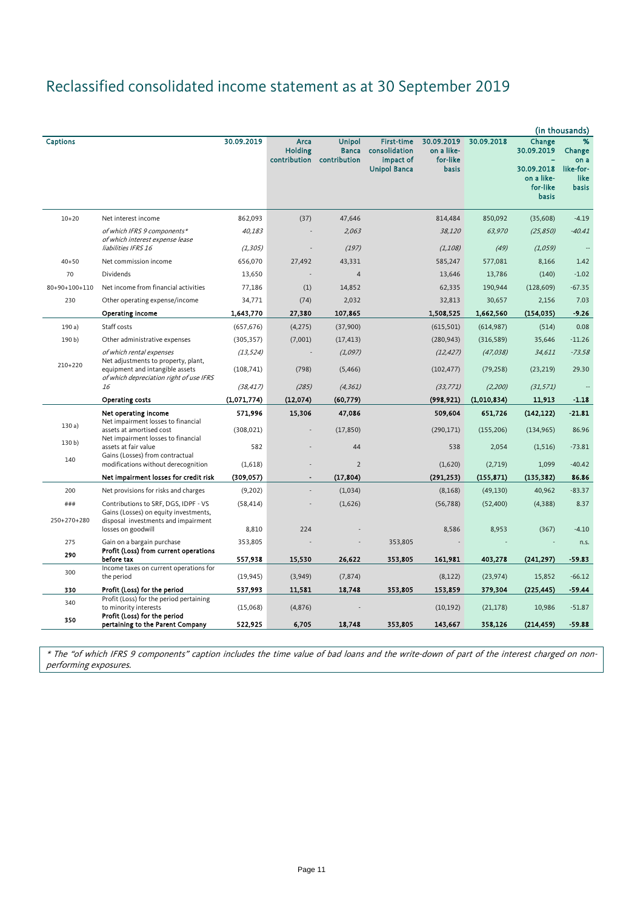# Reclassified consolidated income statement as at 30 September 2019

(in thousands)

| Captions | | 30.09.2019 | Arca Holding contribution | Unipol Banca contribution | First-time consolidation impact of Unipol Banca | 30.09.2019 on a like-for-like basis | 30.09.2018 | Change 30.09.2019 – 30.09.2018 on a like-for-like basis | % Change on a like-for-like basis |
|---|---|---|---|---|---|---|---|---|---|
| 10+20 | Net interest income | 862,093 | (37) | 47,646 | | 814,484 | 850,092 | (35,608) | -4.19 |
| | *of which IFRS 9 components\** | *40,183* | - | *2,063* | | *38,120* | *63,970* | *(25,850)* | *-40.41* |
| | *of which interest expense lease liabilities IFRS 16* | *(1,305)* | - | *(197)* | | *(1,108)* | *(49)* | *(1,059)* | -- |
| 40+50 | Net commission income | 656,070 | 27,492 | 43,331 | | 585,247 | 577,081 | 8,166 | 1.42 |
| 70 | Dividends | 13,650 | - | 4 | | 13,646 | 13,786 | (140) | -1.02 |
| 80+90+100+110 | Net income from financial activities | 77,186 | (1) | 14,852 | | 62,335 | 190,944 | (128,609) | -67.35 |
| 230 | Other operating expense/income | 34,771 | (74) | 2,032 | | 32,813 | 30,657 | 2,156 | 7.03 |
| | **Operating income** | **1,643,770** | **27,380** | **107,865** | | **1,508,525** | **1,662,560** | **(154,035)** | **-9.26** |
| 190 a) | Staff costs | (657,676) | (4,275) | (37,900) | | (615,501) | (614,987) | (514) | 0.08 |
| 190 b) | Other administrative expenses | (305,357) | (7,001) | (17,413) | | (280,943) | (316,589) | 35,646 | -11.26 |
| | *of which rental expenses* | *(13,524)* | - | *(1,097)* | | *(12,427)* | *(47,038)* | *34,611* | *-73.58* |
| 210+220 | Net adjustments to property, plant, equipment and intangible assets | (108,741) | (798) | (5,466) | | (102,477) | (79,258) | (23,219) | 29.30 |
| | *of which depreciation right of use IFRS 16* | *(38,417)* | *(285)* | *(4,361)* | | *(33,771)* | *(2,200)* | *(31,571)* | -- |
| | **Operating costs** | **(1,071,774)** | **(12,074)** | **(60,779)** | | **(998,921)** | **(1,010,834)** | **11,913** | **-1.18** |
| | **Net operating income** | **571,996** | **15,306** | **47,086** | | **509,604** | **651,726** | **(142,122)** | **-21.81** |
| 130 a) | Net impairment losses to financial assets at amortised cost | (308,021) | - | (17,850) | | (290,171) | (155,206) | (134,965) | 86.96 |
| 130 b) | Net impairment losses to financial assets at fair value | 582 | - | 44 | | 538 | 2,054 | (1,516) | -73.81 |
| 140 | Gains (Losses) from contractual modifications without derecognition | (1,618) | - | 2 | | (1,620) | (2,719) | 1,099 | -40.42 |
| | **Net impairment losses for credit risk** | **(309,057)** | **-** | **(17,804)** | | **(291,253)** | **(155,871)** | **(135,382)** | **86.86** |
| 200 | Net provisions for risks and charges | (9,202) | - | (1,034) | | (8,168) | (49,130) | 40,962 | -83.37 |
| ### | Contributions to SRF, DGS, IDPF - VS | (58,414) | - | (1,626) | | (56,788) | (52,400) | (4,388) | 8.37 |
| 250+270+280 | Gains (Losses) on equity investments, disposal investments and impairment losses on goodwill | 8,810 | 224 | - | | 8,586 | 8,953 | (367) | -4.10 |
| 275 | Gain on a bargain purchase | 353,805 | - | - | 353,805 | - | - | - | n.s. |
| 290 | **Profit (Loss) from current operations before tax** | **557,938** | **15,530** | **26,622** | **353,805** | **161,981** | **403,278** | **(241,297)** | **-59.83** |
| 300 | Income taxes on current operations for the period | (19,945) | (3,949) | (7,874) | | (8,122) | (23,974) | 15,852 | -66.12 |
| 330 | **Profit (Loss) for the period** | **537,993** | **11,581** | **18,748** | **353,805** | **153,859** | **379,304** | **(225,445)** | **-59.44** |
| 340 | Profit (Loss) for the period pertaining to minority interests | (15,068) | (4,876) | - | | (10,192) | (21,178) | 10,986 | -51.87 |
| 350 | **Profit (Loss) for the period pertaining to the Parent Company** | **522,925** | **6,705** | **18,748** | **353,805** | **143,667** | **358,126** | **(214,459)** | **-59.88** |

*\* The "of which IFRS 9 components" caption includes the time value of bad loans and the write-down of part of the interest charged on non-performing exposures.*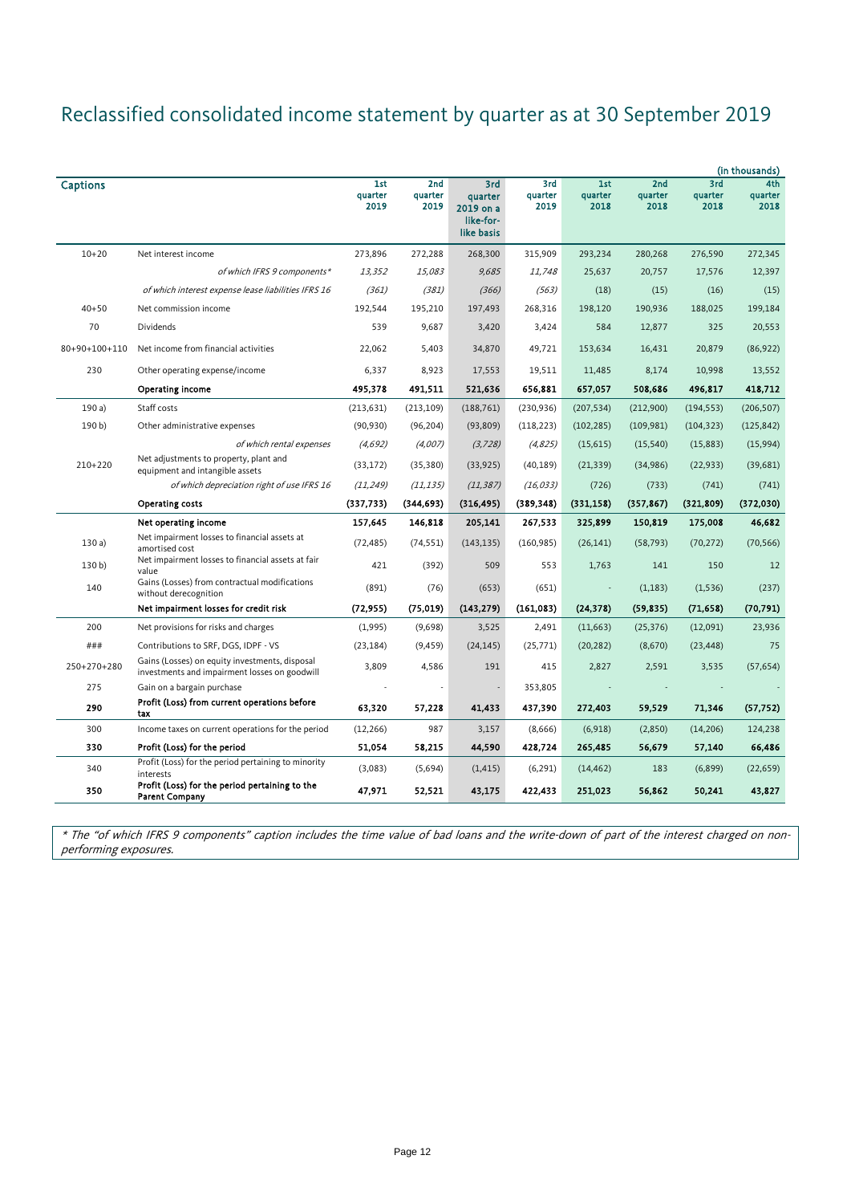# Reclassified consolidated income statement by quarter as at 30 September 2019

(in thousands)

| Captions | | 1st quarter 2019 | 2nd quarter 2019 | 3rd quarter 2019 on a like-for-like basis | 3rd quarter 2019 | 1st quarter 2018 | 2nd quarter 2018 | 3rd quarter 2018 | 4th quarter 2018 |
|---|---|---|---|---|---|---|---|---|---|
| 10+20 | Net interest income | 273,896 | 272,288 | 268,300 | 315,909 | 293,234 | 280,268 | 276,590 | 272,345 |
| | *of which IFRS 9 components** | *13,352* | *15,083* | *9,685* | *11,748* | 25,637 | 20,757 | 17,576 | 12,397 |
| | *of which interest expense lease liabilities IFRS 16* | *(361)* | *(381)* | *(366)* | *(563)* | (18) | (15) | (16) | (15) |
| 40+50 | Net commission income | 192,544 | 195,210 | 197,493 | 268,316 | 198,120 | 190,936 | 188,025 | 199,184 |
| 70 | Dividends | 539 | 9,687 | 3,420 | 3,424 | 584 | 12,877 | 325 | 20,553 |
| 80+90+100+110 | Net income from financial activities | 22,062 | 5,403 | 34,870 | 49,721 | 153,634 | 16,431 | 20,879 | (86,922) |
| 230 | Other operating expense/income | 6,337 | 8,923 | 17,553 | 19,511 | 11,485 | 8,174 | 10,998 | 13,552 |
| | **Operating income** | **495,378** | **491,511** | **521,636** | **656,881** | **657,057** | **508,686** | **496,817** | **418,712** |
| 190 a) | Staff costs | (213,631) | (213,109) | (188,761) | (230,936) | (207,534) | (212,900) | (194,553) | (206,507) |
| 190 b) | Other administrative expenses | (90,930) | (96,204) | (93,809) | (118,223) | (102,285) | (109,981) | (104,323) | (125,842) |
| | *of which rental expenses* | *(4,692)* | *(4,007)* | *(3,728)* | *(4,825)* | (15,615) | (15,540) | (15,883) | (15,994) |
| 210+220 | Net adjustments to property, plant and equipment and intangible assets | (33,172) | (35,380) | (33,925) | (40,189) | (21,339) | (34,986) | (22,933) | (39,681) |
| | *of which depreciation right of use IFRS 16* | *(11,249)* | *(11,135)* | *(11,387)* | *(16,033)* | (726) | (733) | (741) | (741) |
| | **Operating costs** | **(337,733)** | **(344,693)** | **(316,495)** | **(389,348)** | **(331,158)** | **(357,867)** | **(321,809)** | **(372,030)** |
| | **Net operating income** | **157,645** | **146,818** | **205,141** | **267,533** | **325,899** | **150,819** | **175,008** | **46,682** |
| 130 a) | Net impairment losses to financial assets at amortised cost | (72,485) | (74,551) | (143,135) | (160,985) | (26,141) | (58,793) | (70,272) | (70,566) |
| 130 b) | Net impairment losses to financial assets at fair value | 421 | (392) | 509 | 553 | 1,763 | 141 | 150 | 12 |
| 140 | Gains (Losses) from contractual modifications without derecognition | (891) | (76) | (653) | (651) | - | (1,183) | (1,536) | (237) |
| | **Net impairment losses for credit risk** | **(72,955)** | **(75,019)** | **(143,279)** | **(161,083)** | **(24,378)** | **(59,835)** | **(71,658)** | **(70,791)** |
| 200 | Net provisions for risks and charges | (1,995) | (9,698) | 3,525 | 2,491 | (11,663) | (25,376) | (12,091) | 23,936 |
| ### | Contributions to SRF, DGS, IDPF - VS | (23,184) | (9,459) | (24,145) | (25,771) | (20,282) | (8,670) | (23,448) | 75 |
| 250+270+280 | Gains (Losses) on equity investments, disposal investments and impairment losses on goodwill | 3,809 | 4,586 | 191 | 415 | 2,827 | 2,591 | 3,535 | (57,654) |
| 275 | Gain on a bargain purchase | - | - | - | 353,805 | - | - | - | - |
| **290** | **Profit (Loss) from current operations before tax** | **63,320** | **57,228** | **41,433** | **437,390** | **272,403** | **59,529** | **71,346** | **(57,752)** |
| 300 | Income taxes on current operations for the period | (12,266) | 987 | 3,157 | (8,666) | (6,918) | (2,850) | (14,206) | 124,238 |
| **330** | **Profit (Loss) for the period** | **51,054** | **58,215** | **44,590** | **428,724** | **265,485** | **56,679** | **57,140** | **66,486** |
| 340 | Profit (Loss) for the period pertaining to minority interests | (3,083) | (5,694) | (1,415) | (6,291) | (14,462) | 183 | (6,899) | (22,659) |
| **350** | **Profit (Loss) for the period pertaining to the Parent Company** | **47,971** | **52,521** | **43,175** | **422,433** | **251,023** | **56,862** | **50,241** | **43,827** |

*\* The "of which IFRS 9 components" caption includes the time value of bad loans and the write-down of part of the interest charged on non-performing exposures.*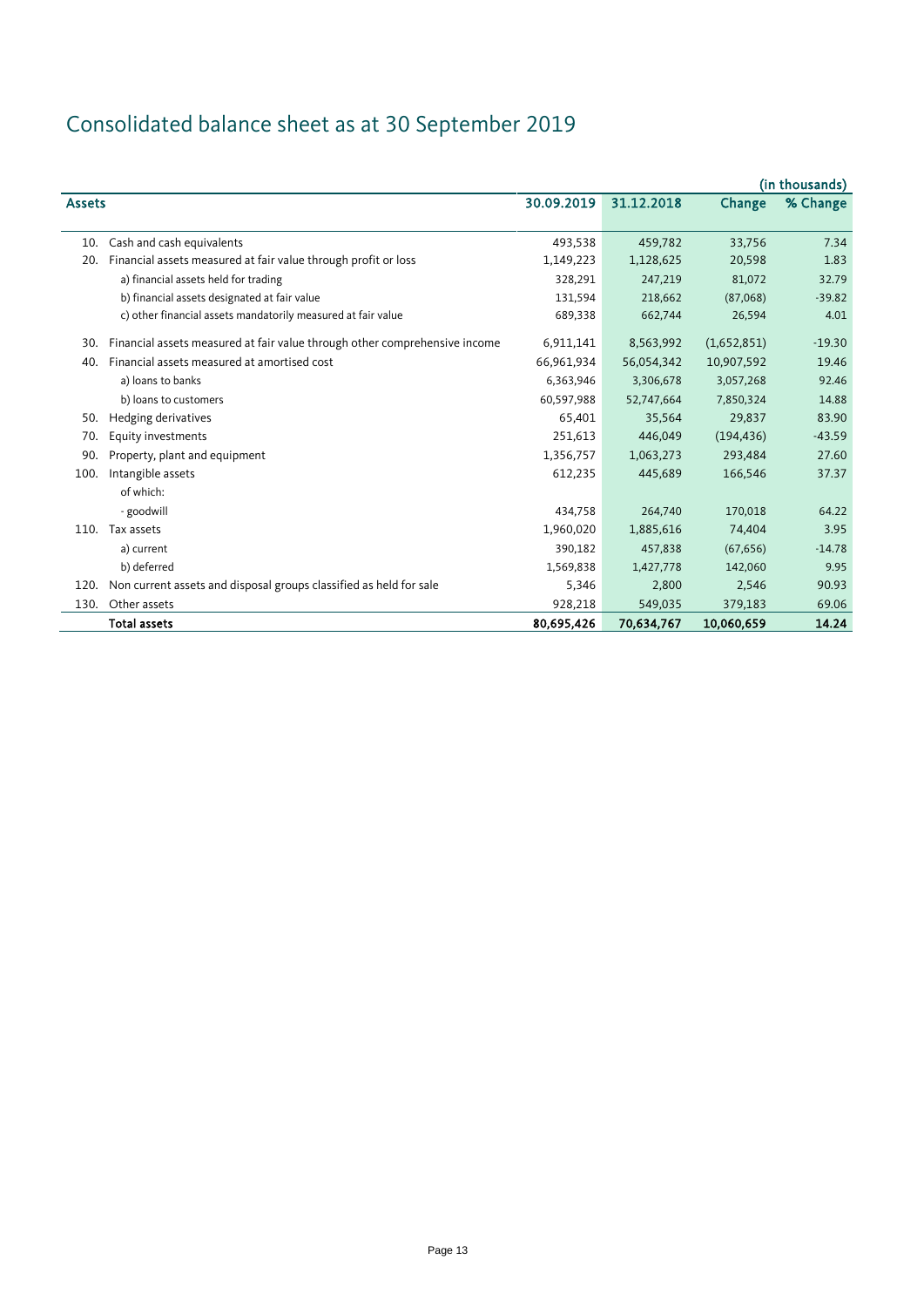# Consolidated balance sheet as at 30 September 2019

(in thousands)

| Assets | | 30.09.2019 | 31.12.2018 | Change | % Change |
|---|---|---|---|---|---|
| 10. | Cash and cash equivalents | 493,538 | 459,782 | 33,756 | 7.34 |
| 20. | Financial assets measured at fair value through profit or loss | 1,149,223 | 1,128,625 | 20,598 | 1.83 |
| | a) financial assets held for trading | 328,291 | 247,219 | 81,072 | 32.79 |
| | b) financial assets designated at fair value | 131,594 | 218,662 | (87,068) | -39.82 |
| | c) other financial assets mandatorily measured at fair value | 689,338 | 662,744 | 26,594 | 4.01 |
| 30. | Financial assets measured at fair value through other comprehensive income | 6,911,141 | 8,563,992 | (1,652,851) | -19.30 |
| 40. | Financial assets measured at amortised cost | 66,961,934 | 56,054,342 | 10,907,592 | 19.46 |
| | a) loans to banks | 6,363,946 | 3,306,678 | 3,057,268 | 92.46 |
| | b) loans to customers | 60,597,988 | 52,747,664 | 7,850,324 | 14.88 |
| 50. | Hedging derivatives | 65,401 | 35,564 | 29,837 | 83.90 |
| 70. | Equity investments | 251,613 | 446,049 | (194,436) | -43.59 |
| 90. | Property, plant and equipment | 1,356,757 | 1,063,273 | 293,484 | 27.60 |
| 100. | Intangible assets | 612,235 | 445,689 | 166,546 | 37.37 |
| | of which: | | | | |
| | - goodwill | 434,758 | 264,740 | 170,018 | 64.22 |
| 110. | Tax assets | 1,960,020 | 1,885,616 | 74,404 | 3.95 |
| | a) current | 390,182 | 457,838 | (67,656) | -14.78 |
| | b) deferred | 1,569,838 | 1,427,778 | 142,060 | 9.95 |
| 120. | Non current assets and disposal groups classified as held for sale | 5,346 | 2,800 | 2,546 | 90.93 |
| 130. | Other assets | 928,218 | 549,035 | 379,183 | 69.06 |
| | **Total assets** | **80,695,426** | **70,634,767** | **10,060,659** | **14.24** |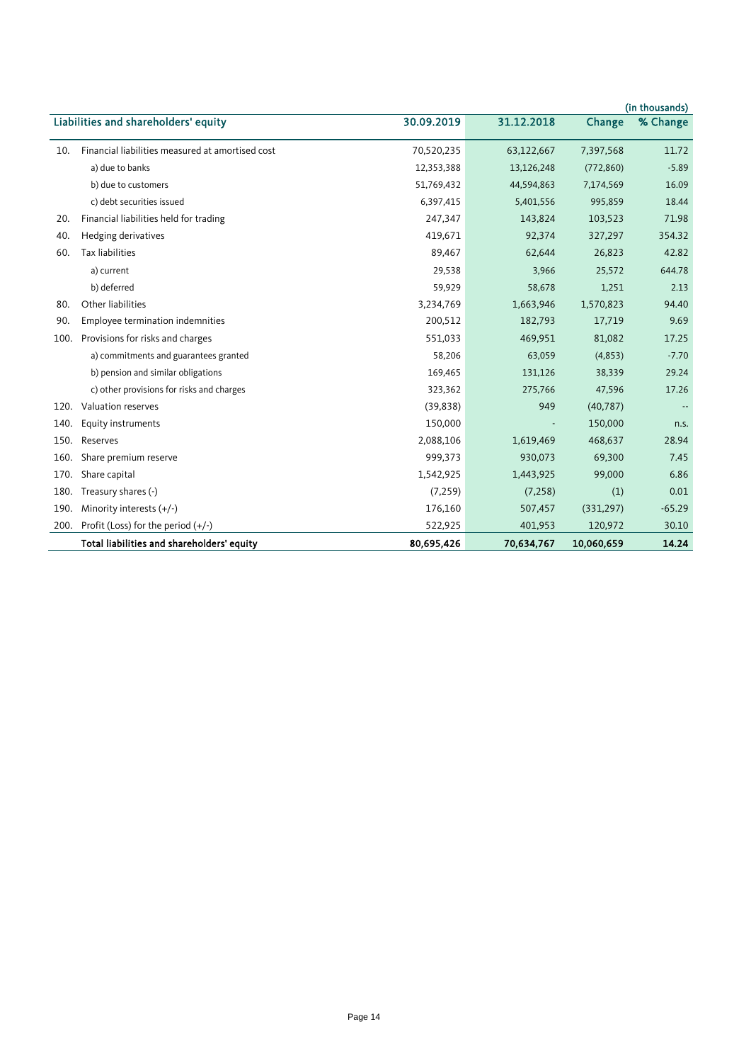(in thousands)

| | Liabilities and shareholders' equity | 30.09.2019 | 31.12.2018 | Change | % Change |
|---|---|---|---|---|---|
| 10. | Financial liabilities measured at amortised cost | 70,520,235 | 63,122,667 | 7,397,568 | 11.72 |
| | a) due to banks | 12,353,388 | 13,126,248 | (772,860) | -5.89 |
| | b) due to customers | 51,769,432 | 44,594,863 | 7,174,569 | 16.09 |
| | c) debt securities issued | 6,397,415 | 5,401,556 | 995,859 | 18.44 |
| 20. | Financial liabilities held for trading | 247,347 | 143,824 | 103,523 | 71.98 |
| 40. | Hedging derivatives | 419,671 | 92,374 | 327,297 | 354.32 |
| 60. | Tax liabilities | 89,467 | 62,644 | 26,823 | 42.82 |
| | a) current | 29,538 | 3,966 | 25,572 | 644.78 |
| | b) deferred | 59,929 | 58,678 | 1,251 | 2.13 |
| 80. | Other liabilities | 3,234,769 | 1,663,946 | 1,570,823 | 94.40 |
| 90. | Employee termination indemnities | 200,512 | 182,793 | 17,719 | 9.69 |
| 100. | Provisions for risks and charges | 551,033 | 469,951 | 81,082 | 17.25 |
| | a) commitments and guarantees granted | 58,206 | 63,059 | (4,853) | -7.70 |
| | b) pension and similar obligations | 169,465 | 131,126 | 38,339 | 29.24 |
| | c) other provisions for risks and charges | 323,362 | 275,766 | 47,596 | 17.26 |
| 120. | Valuation reserves | (39,838) | 949 | (40,787) | -- |
| 140. | Equity instruments | 150,000 | - | 150,000 | n.s. |
| 150. | Reserves | 2,088,106 | 1,619,469 | 468,637 | 28.94 |
| 160. | Share premium reserve | 999,373 | 930,073 | 69,300 | 7.45 |
| 170. | Share capital | 1,542,925 | 1,443,925 | 99,000 | 6.86 |
| 180. | Treasury shares (-) | (7,259) | (7,258) | (1) | 0.01 |
| 190. | Minority interests (+/-) | 176,160 | 507,457 | (331,297) | -65.29 |
| 200. | Profit (Loss) for the period (+/-) | 522,925 | 401,953 | 120,972 | 30.10 |
| | **Total liabilities and shareholders' equity** | **80,695,426** | **70,634,767** | **10,060,659** | **14.24** |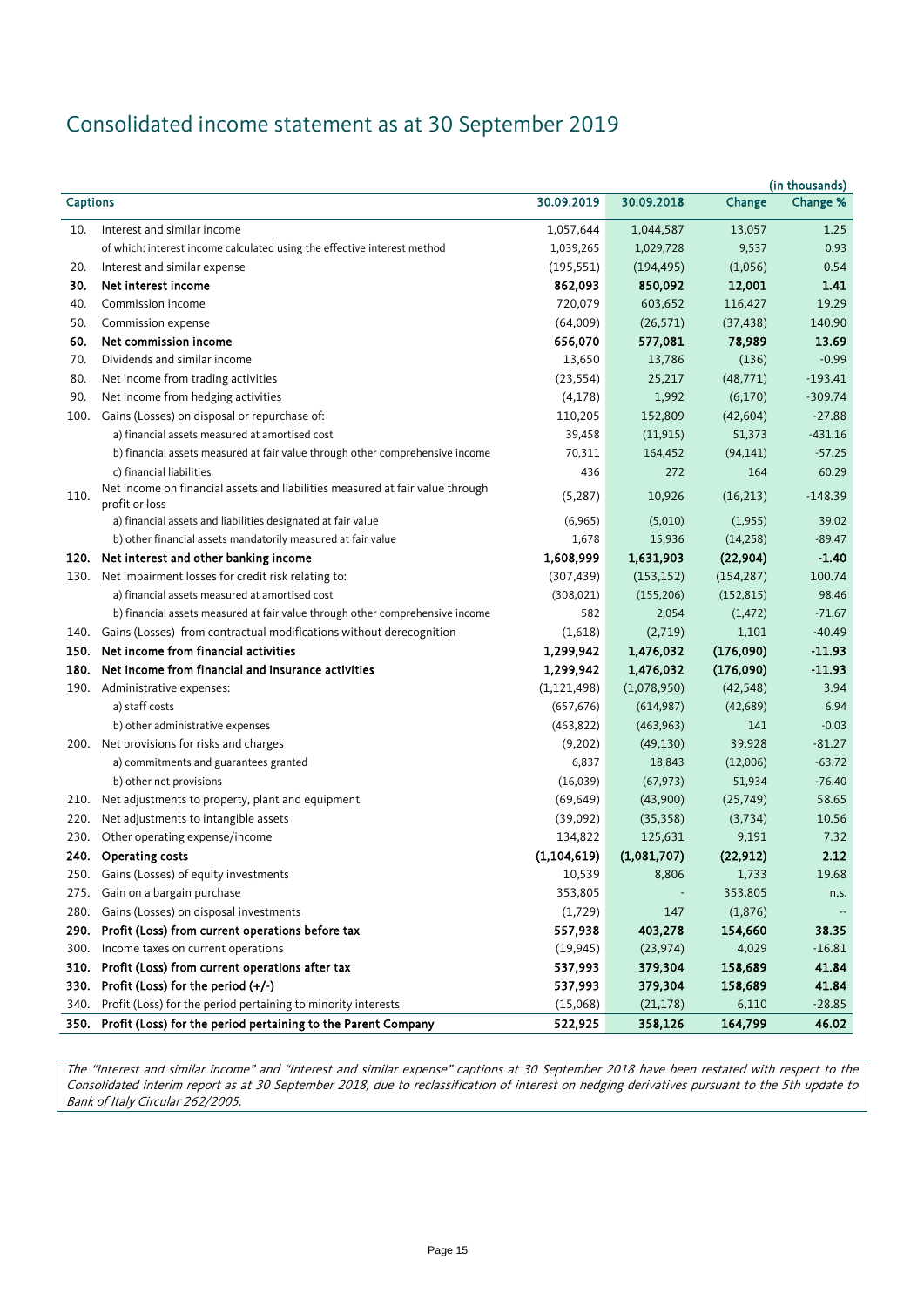# Consolidated income statement as at 30 September 2019

(in thousands)

| | Captions | 30.09.2019 | 30.09.2018 | Change | Change % |
|---|---|---|---|---|---|
| 10. | Interest and similar income | 1,057,644 | 1,044,587 | 13,057 | 1.25 |
| | of which: interest income calculated using the effective interest method | 1,039,265 | 1,029,728 | 9,537 | 0.93 |
| 20. | Interest and similar expense | (195,551) | (194,495) | (1,056) | 0.54 |
| **30.** | **Net interest income** | **862,093** | **850,092** | **12,001** | **1.41** |
| 40. | Commission income | 720,079 | 603,652 | 116,427 | 19.29 |
| 50. | Commission expense | (64,009) | (26,571) | (37,438) | 140.90 |
| **60.** | **Net commission income** | **656,070** | **577,081** | **78,989** | **13.69** |
| 70. | Dividends and similar income | 13,650 | 13,786 | (136) | -0.99 |
| 80. | Net income from trading activities | (23,554) | 25,217 | (48,771) | -193.41 |
| 90. | Net income from hedging activities | (4,178) | 1,992 | (6,170) | -309.74 |
| 100. | Gains (Losses) on disposal or repurchase of: | 110,205 | 152,809 | (42,604) | -27.88 |
| | a) financial assets measured at amortised cost | 39,458 | (11,915) | 51,373 | -431.16 |
| | b) financial assets measured at fair value through other comprehensive income | 70,311 | 164,452 | (94,141) | -57.25 |
| | c) financial liabilities | 436 | 272 | 164 | 60.29 |
| 110. | Net income on financial assets and liabilities measured at fair value through profit or loss | (5,287) | 10,926 | (16,213) | -148.39 |
| | a) financial assets and liabilities designated at fair value | (6,965) | (5,010) | (1,955) | 39.02 |
| | b) other financial assets mandatorily measured at fair value | 1,678 | 15,936 | (14,258) | -89.47 |
| **120.** | **Net interest and other banking income** | **1,608,999** | **1,631,903** | **(22,904)** | **-1.40** |
| 130. | Net impairment losses for credit risk relating to: | (307,439) | (153,152) | (154,287) | 100.74 |
| | a) financial assets measured at amortised cost | (308,021) | (155,206) | (152,815) | 98.46 |
| | b) financial assets measured at fair value through other comprehensive income | 582 | 2,054 | (1,472) | -71.67 |
| 140. | Gains (Losses) from contractual modifications without derecognition | (1,618) | (2,719) | 1,101 | -40.49 |
| **150.** | **Net income from financial activities** | **1,299,942** | **1,476,032** | **(176,090)** | **-11.93** |
| **180.** | **Net income from financial and insurance activities** | **1,299,942** | **1,476,032** | **(176,090)** | **-11.93** |
| 190. | Administrative expenses: | (1,121,498) | (1,078,950) | (42,548) | 3.94 |
| | a) staff costs | (657,676) | (614,987) | (42,689) | 6.94 |
| | b) other administrative expenses | (463,822) | (463,963) | 141 | -0.03 |
| 200. | Net provisions for risks and charges | (9,202) | (49,130) | 39,928 | -81.27 |
| | a) commitments and guarantees granted | 6,837 | 18,843 | (12,006) | -63.72 |
| | b) other net provisions | (16,039) | (67,973) | 51,934 | -76.40 |
| 210. | Net adjustments to property, plant and equipment | (69,649) | (43,900) | (25,749) | 58.65 |
| 220. | Net adjustments to intangible assets | (39,092) | (35,358) | (3,734) | 10.56 |
| 230. | Other operating expense/income | 134,822 | 125,631 | 9,191 | 7.32 |
| **240.** | **Operating costs** | **(1,104,619)** | **(1,081,707)** | **(22,912)** | **2.12** |
| 250. | Gains (Losses) of equity investments | 10,539 | 8,806 | 1,733 | 19.68 |
| 275. | Gain on a bargain purchase | 353,805 | - | 353,805 | n.s. |
| 280. | Gains (Losses) on disposal investments | (1,729) | 147 | (1,876) | -- |
| **290.** | **Profit (Loss) from current operations before tax** | **557,938** | **403,278** | **154,660** | **38.35** |
| 300. | Income taxes on current operations | (19,945) | (23,974) | 4,029 | -16.81 |
| **310.** | **Profit (Loss) from current operations after tax** | **537,993** | **379,304** | **158,689** | **41.84** |
| **330.** | **Profit (Loss) for the period (+/-)** | **537,993** | **379,304** | **158,689** | **41.84** |
| 340. | Profit (Loss) for the period pertaining to minority interests | (15,068) | (21,178) | 6,110 | -28.85 |
| **350.** | **Profit (Loss) for the period pertaining to the Parent Company** | **522,925** | **358,126** | **164,799** | **46.02** |

*The "Interest and similar income" and "Interest and similar expense" captions at 30 September 2018 have been restated with respect to the Consolidated interim report as at 30 September 2018, due to reclassification of interest on hedging derivatives pursuant to the 5th update to Bank of Italy Circular 262/2005.*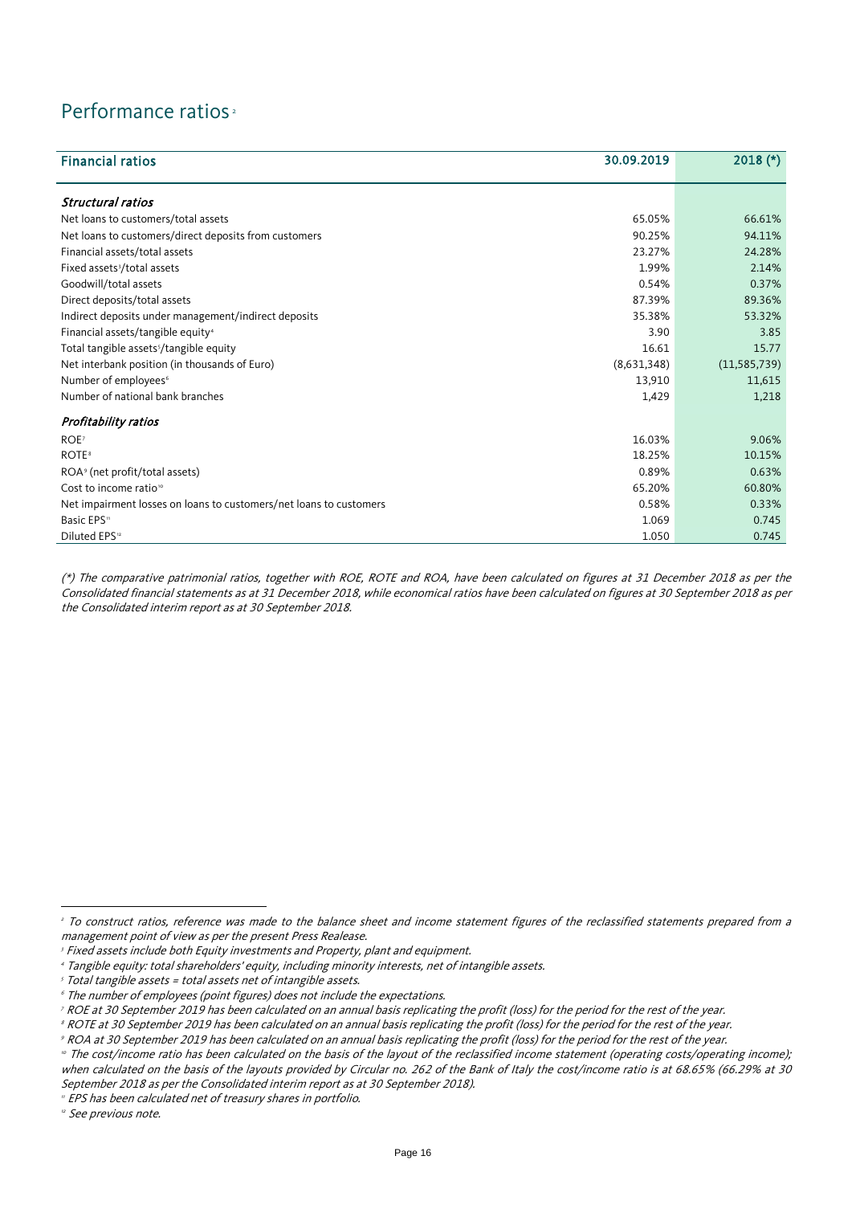# Performance ratios[2]

| Financial ratios | 30.09.2019 | 2018 (*) |
|---|---|---|
| ***Structural ratios*** | | |
| Net loans to customers/total assets | 65.05% | 66.61% |
| Net loans to customers/direct deposits from customers | 90.25% | 94.11% |
| Financial assets/total assets | 23.27% | 24.28% |
| Fixed assets[3]/total assets | 1.99% | 2.14% |
| Goodwill/total assets | 0.54% | 0.37% |
| Direct deposits/total assets | 87.39% | 89.36% |
| Indirect deposits under management/indirect deposits | 35.38% | 53.32% |
| Financial assets/tangible equity[4] | 3.90 | 3.85 |
| Total tangible assets[5]/tangible equity | 16.61 | 15.77 |
| Net interbank position (in thousands of Euro) | (8,631,348) | (11,585,739) |
| Number of employees[6] | 13,910 | 11,615 |
| Number of national bank branches | 1,429 | 1,218 |
| ***Profitability ratios*** | | |
| ROE[7] | 16.03% | 9.06% |
| ROTE[8] | 18.25% | 10.15% |
| ROA[9] (net profit/total assets) | 0.89% | 0.63% |
| Cost to income ratio[10] | 65.20% | 60.80% |
| Net impairment losses on loans to customers/net loans to customers | 0.58% | 0.33% |
| Basic EPS[11] | 1.069 | 0.745 |
| Diluted EPS[12] | 1.050 | 0.745 |

*(\*) The comparative patrimonial ratios, together with ROE, ROTE and ROA, have been calculated on figures at 31 December 2018 as per the Consolidated financial statements as at 31 December 2018, while economical ratios have been calculated on figures at 30 September 2018 as per the Consolidated interim report as at 30 September 2018.*

---

[2] *To construct ratios, reference was made to the balance sheet and income statement figures of the reclassified statements prepared from a management point of view as per the present Press Realease.*

[3] *Fixed assets include both Equity investments and Property, plant and equipment.*

[4] *Tangible equity: total shareholders' equity, including minority interests, net of intangible assets.*

[5] *Total tangible assets = total assets net of intangible assets.*

[6] *The number of employees (point figures) does not include the expectations.*

[7] *ROE at 30 September 2019 has been calculated on an annual basis replicating the profit (loss) for the period for the rest of the year.*

[8] *ROTE at 30 September 2019 has been calculated on an annual basis replicating the profit (loss) for the period for the rest of the year.*

[9] *ROA at 30 September 2019 has been calculated on an annual basis replicating the profit (loss) for the period for the rest of the year.*

[10] *The cost/income ratio has been calculated on the basis of the layout of the reclassified income statement (operating costs/operating income); when calculated on the basis of the layouts provided by Circular no. 262 of the Bank of Italy the cost/income ratio is at 68.65% (66.29% at 30 September 2018 as per the Consolidated interim report as at 30 September 2018).*

[11] *EPS has been calculated net of treasury shares in portfolio.*

[12] *See previous note.*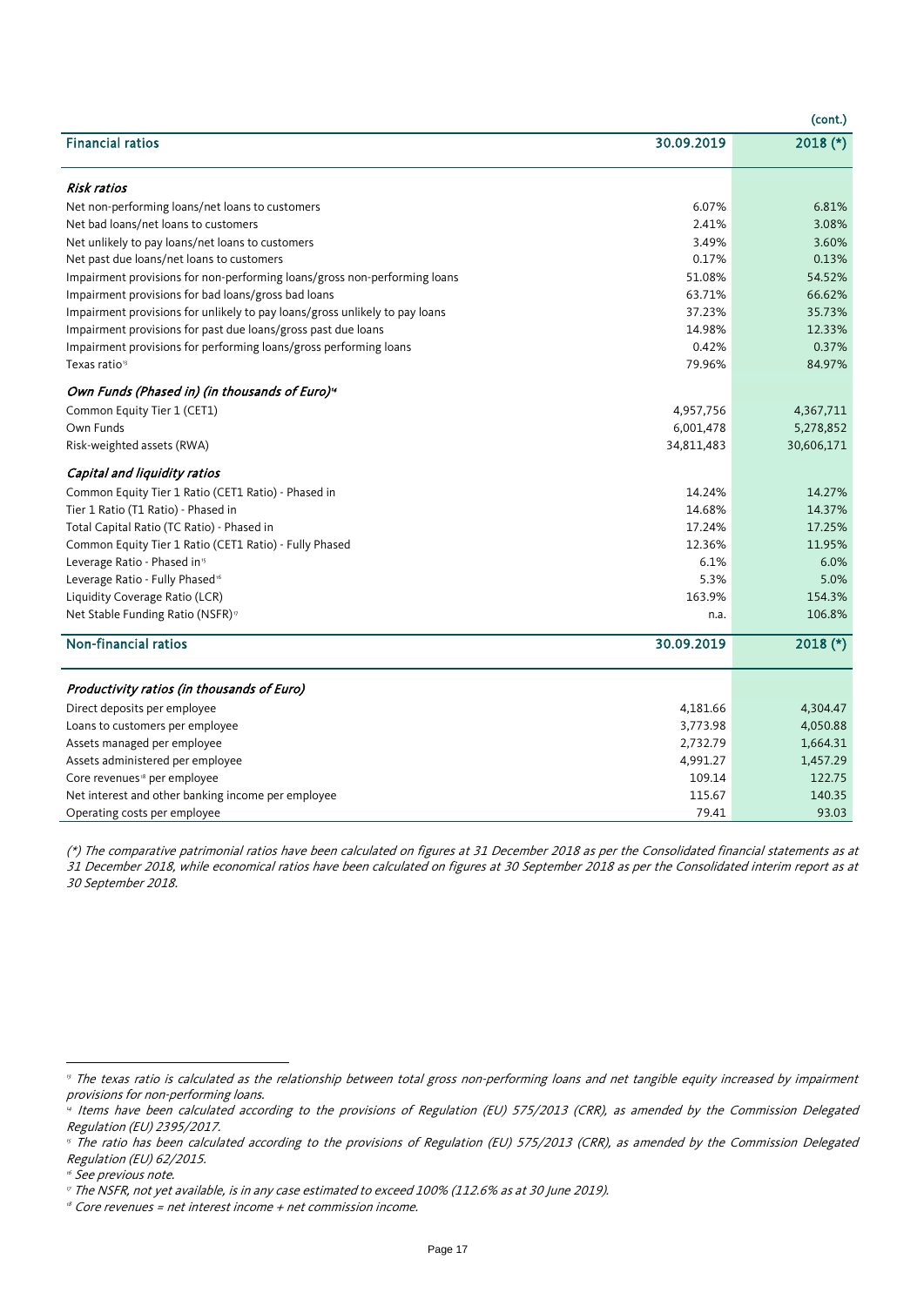(cont.)

| Financial ratios | 30.09.2019 | 2018 (*) |
|---|---|---|
| ***Risk ratios*** | | |
| Net non-performing loans/net loans to customers | 6.07% | 6.81% |
| Net bad loans/net loans to customers | 2.41% | 3.08% |
| Net unlikely to pay loans/net loans to customers | 3.49% | 3.60% |
| Net past due loans/net loans to customers | 0.17% | 0.13% |
| Impairment provisions for non-performing loans/gross non-performing loans | 51.08% | 54.52% |
| Impairment provisions for bad loans/gross bad loans | 63.71% | 66.62% |
| Impairment provisions for unlikely to pay loans/gross unlikely to pay loans | 37.23% | 35.73% |
| Impairment provisions for past due loans/gross past due loans | 14.98% | 12.33% |
| Impairment provisions for performing loans/gross performing loans | 0.42% | 0.37% |
| Texas ratio[13] | 79.96% | 84.97% |
| ***Own Funds (Phased in) (in thousands of Euro)***[14] | | |
| Common Equity Tier 1 (CET1) | 4,957,756 | 4,367,711 |
| Own Funds | 6,001,478 | 5,278,852 |
| Risk-weighted assets (RWA) | 34,811,483 | 30,606,171 |
| ***Capital and liquidity ratios*** | | |
| Common Equity Tier 1 Ratio (CET1 Ratio) - Phased in | 14.24% | 14.27% |
| Tier 1 Ratio (T1 Ratio) - Phased in | 14.68% | 14.37% |
| Total Capital Ratio (TC Ratio) - Phased in | 17.24% | 17.25% |
| Common Equity Tier 1 Ratio (CET1 Ratio) - Fully Phased | 12.36% | 11.95% |
| Leverage Ratio - Phased in[15] | 6.1% | 6.0% |
| Leverage Ratio - Fully Phased[16] | 5.3% | 5.0% |
| Liquidity Coverage Ratio (LCR) | 163.9% | 154.3% |
| Net Stable Funding Ratio (NSFR)[17] | n.a. | 106.8% |

| Non-financial ratios | 30.09.2019 | 2018 (*) |
|---|---|---|
| ***Productivity ratios (in thousands of Euro)*** | | |
| Direct deposits per employee | 4,181.66 | 4,304.47 |
| Loans to customers per employee | 3,773.98 | 4,050.88 |
| Assets managed per employee | 2,732.79 | 1,664.31 |
| Assets administered per employee | 4,991.27 | 1,457.29 |
| Core revenues[18] per employee | 109.14 | 122.75 |
| Net interest and other banking income per employee | 115.67 | 140.35 |
| Operating costs per employee | 79.41 | 93.03 |

*(\*) The comparative patrimonial ratios have been calculated on figures at 31 December 2018 as per the Consolidated financial statements as at 31 December 2018, while economical ratios have been calculated on figures at 30 September 2018 as per the Consolidated interim report as at 30 September 2018.*

[13] *The texas ratio is calculated as the relationship between total gross non-performing loans and net tangible equity increased by impairment provisions for non-performing loans.*

[14] *Items have been calculated according to the provisions of Regulation (EU) 575/2013 (CRR), as amended by the Commission Delegated Regulation (EU) 2395/2017.*

[15] *The ratio has been calculated according to the provisions of Regulation (EU) 575/2013 (CRR), as amended by the Commission Delegated Regulation (EU) 62/2015.*

[16] *See previous note.*

[17] *The NSFR, not yet available, is in any case estimated to exceed 100% (112.6% as at 30 June 2019).*

[18] *Core revenues = net interest income + net commission income.*